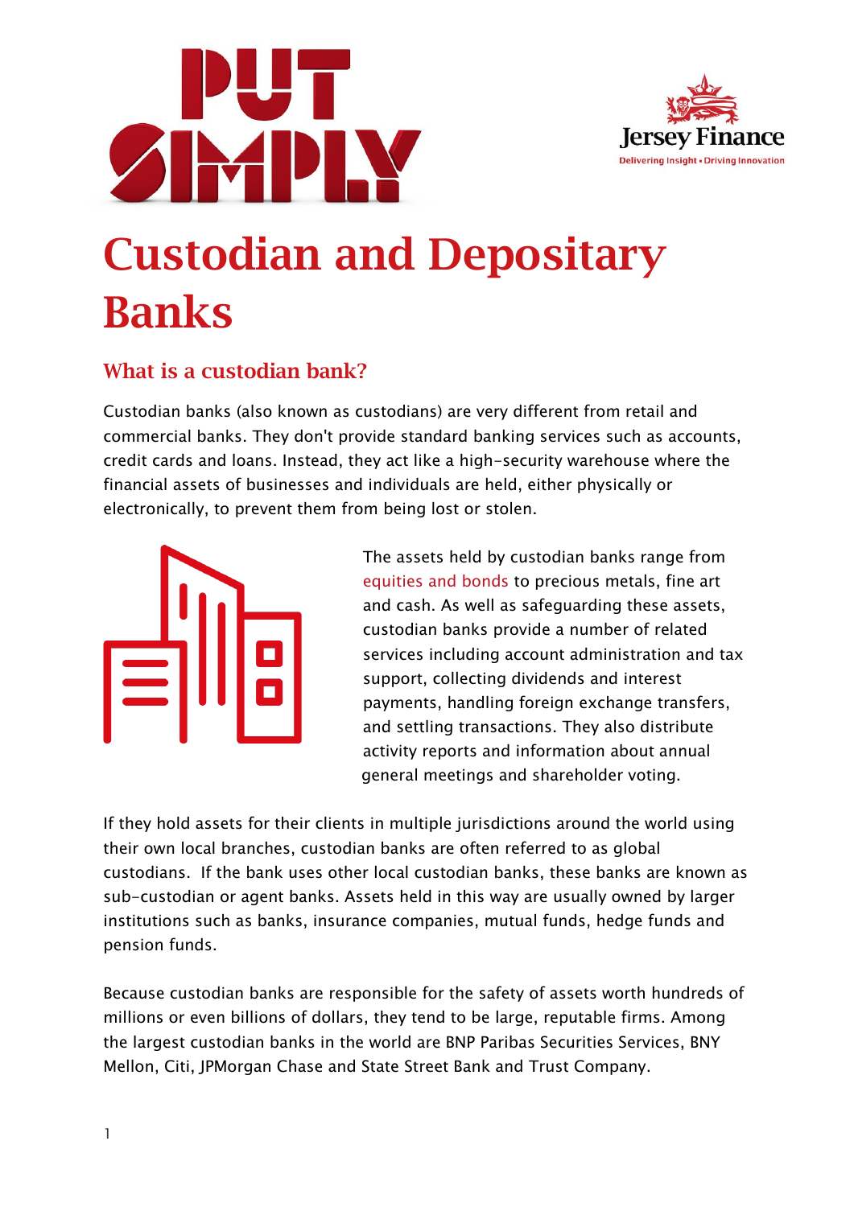# Custodian and Depositary Banks

## What is a custodian bank?

Custodian banks (also known as custodians) are very different from retail and commercial banks. They don't provide standard banking services such as accounts, credit cards and loans. Instead, they act like a high-security warehouse where the financial assets of businesses and individuals are held, either physically or electronically, to prevent them from being lost or stolen.

The assets held by custodian banks range from equities and bonds to precious metals, fine art and cash. As well as safeguarding these assets, custodian banks provide a number of related services including account administration and tax support, collecting dividends and interest payments, handling foreign exchange transfers, and settling transactions. They also distribute activity reports and information about annual general meetings and shareholder voting.

If they hold assets for their clients in multiple jurisdictions around the world using their own local branches, custodian banks are often referred to as global custodians. If the bank uses other local custodian banks, these banks are known as sub-custodian or agent banks. Assets held in this way are usually owned by larger institutions such as banks, insurance companies, mutual funds, hedge funds and pension funds.

Because custodian banks are responsible for the safety of assets worth hundreds of millions or even billions of dollars, they tend to be large, reputable firms. Among the largest custodian banks in the world are BNP Paribas Securities Services, BNY Mellon, Citi, JPMorgan Chase and State Street Bank and Trust Company.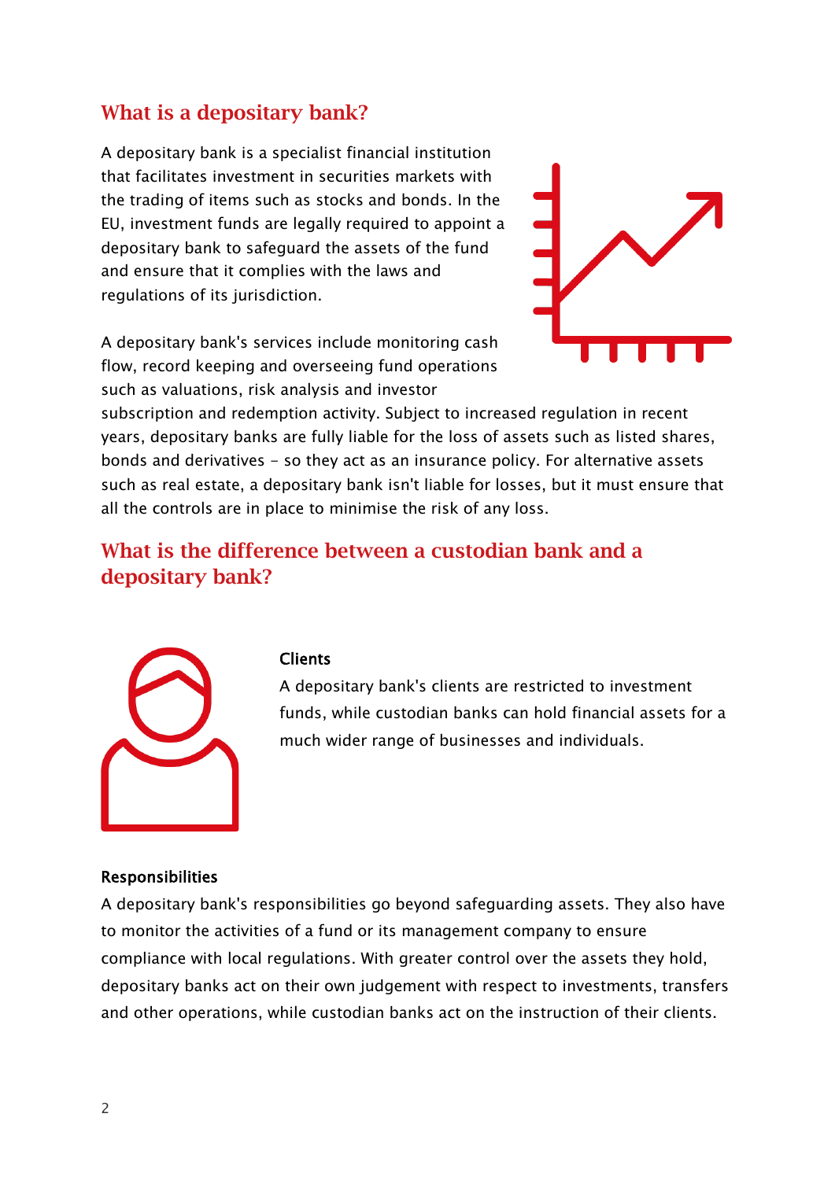## What is a depositary bank?

A depositary bank is a specialist financial institution that facilitates investment in securities markets with the trading of items such as stocks and bonds. In the EU, investment funds are legally required to appoint a depositary bank to safeguard the assets of the fund and ensure that it complies with the laws and regulations of its jurisdiction.

A depositary bank's services include monitoring cash flow, record keeping and overseeing fund operations such as valuations, risk analysis and investor subscription and redemption activity. Subject to increased regulation in recent years, depositary banks are fully liable for the loss of assets such as listed shares, bonds and derivatives – so they act as an insurance policy. For alternative assets such as real estate, a depositary bank isn't liable for losses, but it must ensure that all the controls are in place to minimise the risk of any loss.

## What is the difference between a custodian bank and a depositary bank?

**Clients**

A depositary bank's clients are restricted to investment funds, while custodian banks can hold financial assets for a much wider range of businesses and individuals.

**Responsibilities**

A depositary bank's responsibilities go beyond safeguarding assets. They also have to monitor the activities of a fund or its management company to ensure compliance with local regulations. With greater control over the assets they hold, depositary banks act on their own judgement with respect to investments, transfers and other operations, while custodian banks act on the instruction of their clients.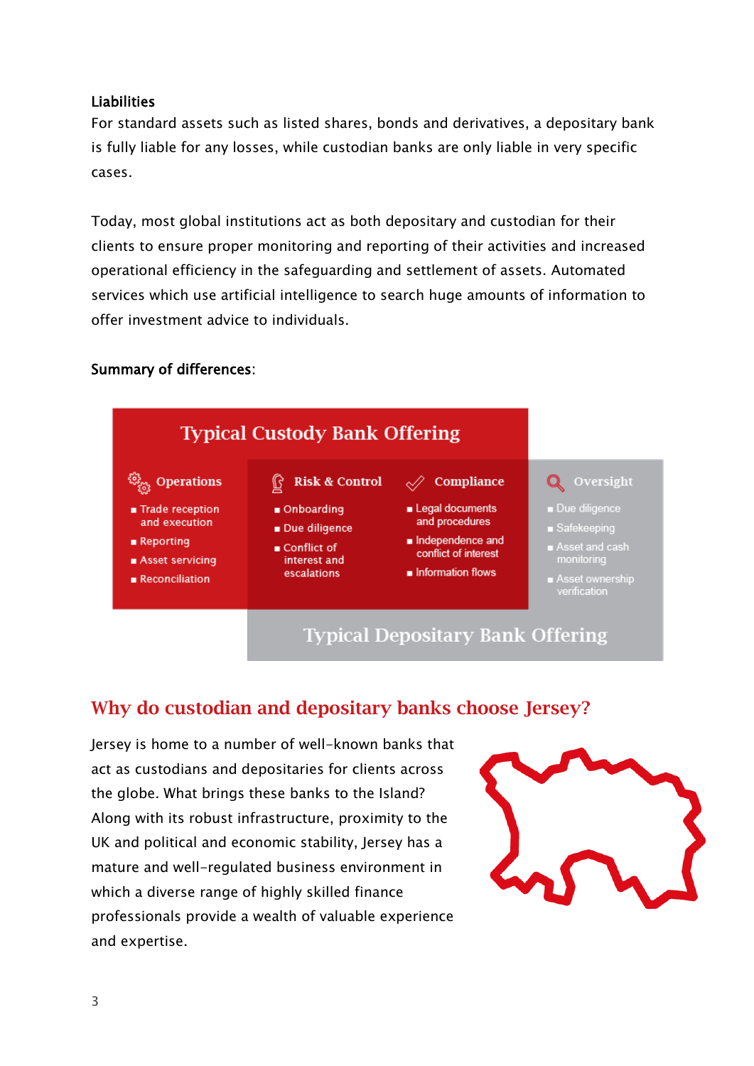**Liabilities**

For standard assets such as listed shares, bonds and derivatives, a depositary bank is fully liable for any losses, while custodian banks are only liable in very specific cases.

Today, most global institutions act as both depositary and custodian for their clients to ensure proper monitoring and reporting of their activities and increased operational efficiency in the safeguarding and settlement of assets. Automated services which use artificial intelligence to search huge amounts of information to offer investment advice to individuals.

**Summary of differences**:

Typical Custody Bank Offering

Operations
- Trade reception and execution
- Reporting
- Asset servicing
- Reconciliation

Risk & Control
- Onboarding
- Due diligence
- Conflict of interest and escalations

Compliance
- Legal documents and procedures
- Independence and conflict of interest
- Information flows

Oversight
- Due diligence
- Safekeeping
- Asset and cash monitoring
- Asset ownership verification

Typical Depositary Bank Offering

## Why do custodian and depositary banks choose Jersey?

Jersey is home to a number of well-known banks that act as custodians and depositaries for clients across the globe. What brings these banks to the Island? Along with its robust infrastructure, proximity to the UK and political and economic stability, Jersey has a mature and well-regulated business environment in which a diverse range of highly skilled finance professionals provide a wealth of valuable experience and expertise.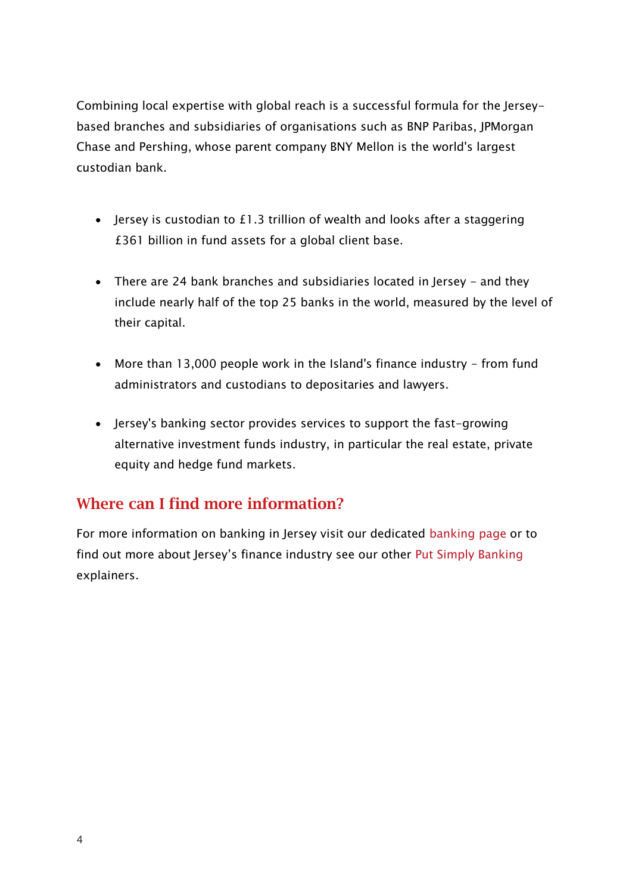Combining local expertise with global reach is a successful formula for the Jersey-based branches and subsidiaries of organisations such as BNP Paribas, JPMorgan Chase and Pershing, whose parent company BNY Mellon is the world's largest custodian bank.

- Jersey is custodian to £1.3 trillion of wealth and looks after a staggering £361 billion in fund assets for a global client base.
- There are 24 bank branches and subsidiaries located in Jersey – and they include nearly half of the top 25 banks in the world, measured by the level of their capital.
- More than 13,000 people work in the Island's finance industry – from fund administrators and custodians to depositaries and lawyers.
- Jersey's banking sector provides services to support the fast-growing alternative investment funds industry, in particular the real estate, private equity and hedge fund markets.

## Where can I find more information?

For more information on banking in Jersey visit our dedicated banking page or to find out more about Jersey's finance industry see our other Put Simply Banking explainers.